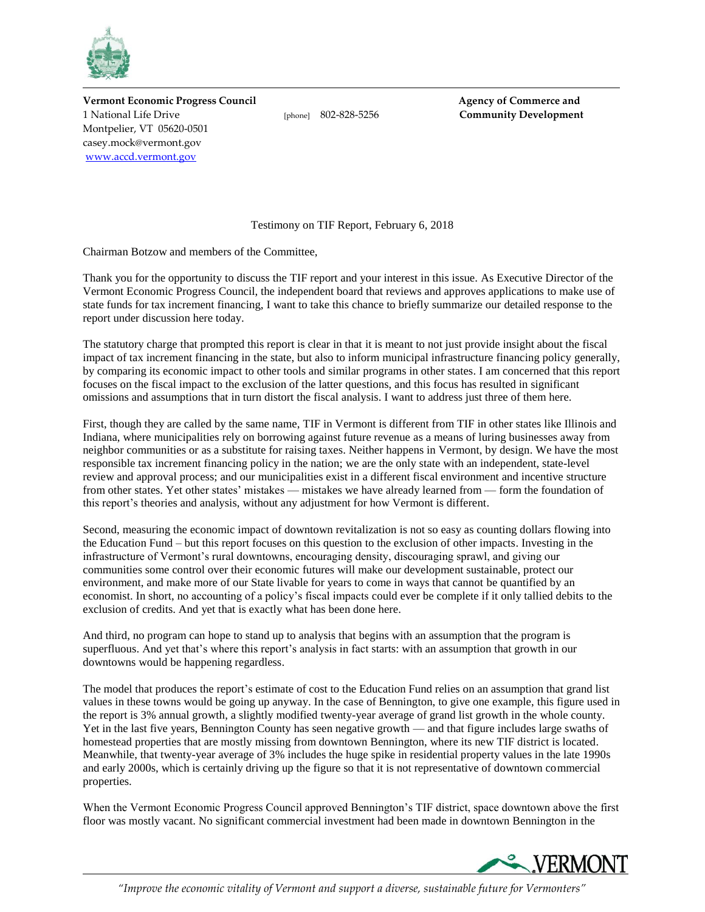**Vermont Economic Progress Council**
1 National Life Drive
Montpelier, VT 05620-0501
casey.mock@vermont.gov
www.accd.vermont.gov

[phone] 802-828-5256

**Agency of Commerce and Community Development**

Testimony on TIF Report, February 6, 2018

Chairman Botzow and members of the Committee,

Thank you for the opportunity to discuss the TIF report and your interest in this issue. As Executive Director of the Vermont Economic Progress Council, the independent board that reviews and approves applications to make use of state funds for tax increment financing, I want to take this chance to briefly summarize our detailed response to the report under discussion here today.

The statutory charge that prompted this report is clear in that it is meant to not just provide insight about the fiscal impact of tax increment financing in the state, but also to inform municipal infrastructure financing policy generally, by comparing its economic impact to other tools and similar programs in other states. I am concerned that this report focuses on the fiscal impact to the exclusion of the latter questions, and this focus has resulted in significant omissions and assumptions that in turn distort the fiscal analysis. I want to address just three of them here.

First, though they are called by the same name, TIF in Vermont is different from TIF in other states like Illinois and Indiana, where municipalities rely on borrowing against future revenue as a means of luring businesses away from neighbor communities or as a substitute for raising taxes. Neither happens in Vermont, by design. We have the most responsible tax increment financing policy in the nation; we are the only state with an independent, state-level review and approval process; and our municipalities exist in a different fiscal environment and incentive structure from other states. Yet other states' mistakes — mistakes we have already learned from — form the foundation of this report's theories and analysis, without any adjustment for how Vermont is different.

Second, measuring the economic impact of downtown revitalization is not so easy as counting dollars flowing into the Education Fund – but this report focuses on this question to the exclusion of other impacts. Investing in the infrastructure of Vermont's rural downtowns, encouraging density, discouraging sprawl, and giving our communities some control over their economic futures will make our development sustainable, protect our environment, and make more of our State livable for years to come in ways that cannot be quantified by an economist. In short, no accounting of a policy's fiscal impacts could ever be complete if it only tallied debits to the exclusion of credits. And yet that is exactly what has been done here.

And third, no program can hope to stand up to analysis that begins with an assumption that the program is superfluous. And yet that's where this report's analysis in fact starts: with an assumption that growth in our downtowns would be happening regardless.

The model that produces the report's estimate of cost to the Education Fund relies on an assumption that grand list values in these towns would be going up anyway. In the case of Bennington, to give one example, this figure used in the report is 3% annual growth, a slightly modified twenty-year average of grand list growth in the whole county. Yet in the last five years, Bennington County has seen negative growth — and that figure includes large swaths of homestead properties that are mostly missing from downtown Bennington, where its new TIF district is located. Meanwhile, that twenty-year average of 3% includes the huge spike in residential property values in the late 1990s and early 2000s, which is certainly driving up the figure so that it is not representative of downtown commercial properties.

When the Vermont Economic Progress Council approved Bennington's TIF district, space downtown above the first floor was mostly vacant. No significant commercial investment had been made in downtown Bennington in the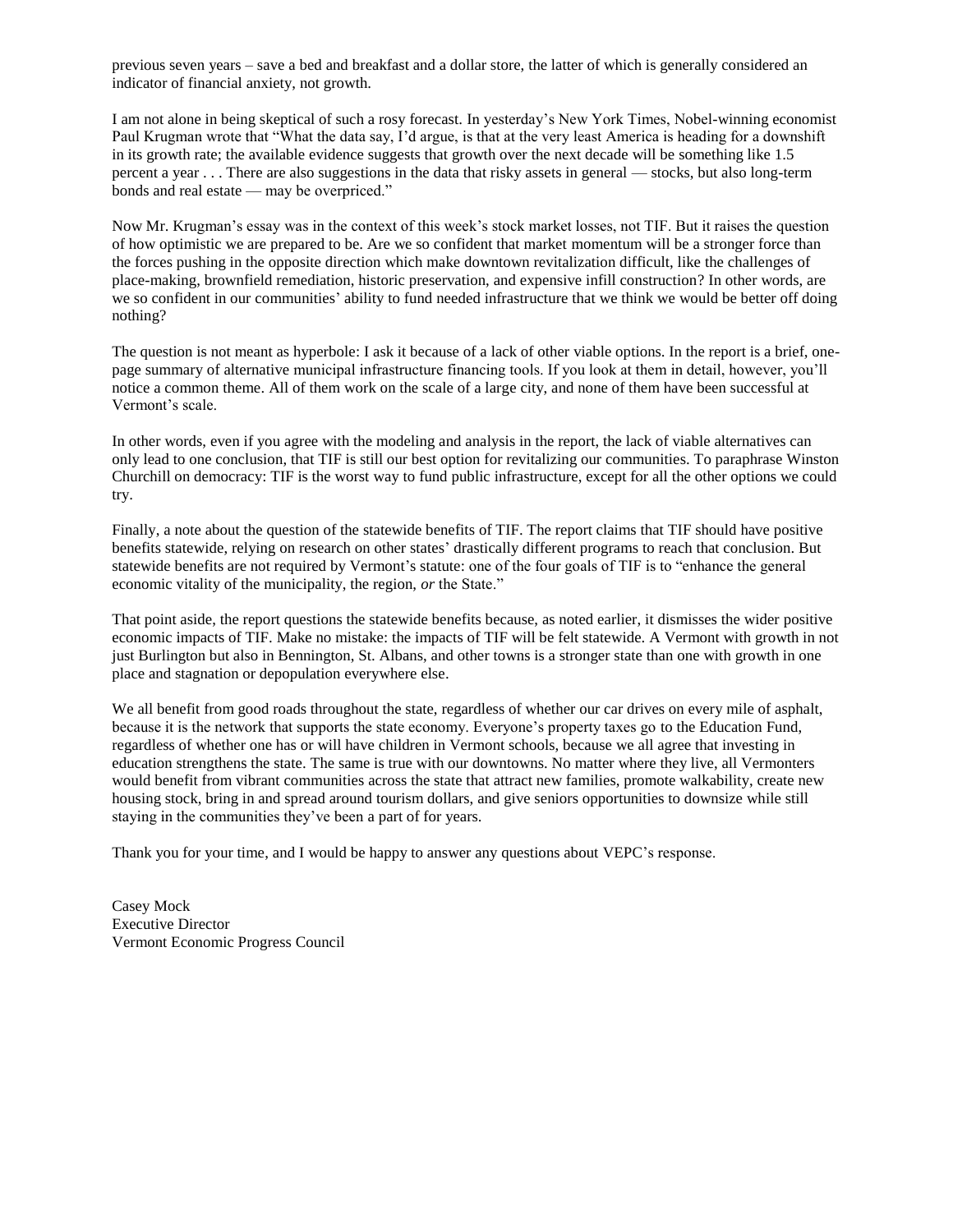previous seven years – save a bed and breakfast and a dollar store, the latter of which is generally considered an indicator of financial anxiety, not growth.

I am not alone in being skeptical of such a rosy forecast. In yesterday's New York Times, Nobel-winning economist Paul Krugman wrote that "What the data say, I'd argue, is that at the very least America is heading for a downshift in its growth rate; the available evidence suggests that growth over the next decade will be something like 1.5 percent a year . . . There are also suggestions in the data that risky assets in general — stocks, but also long-term bonds and real estate — may be overpriced."

Now Mr. Krugman's essay was in the context of this week's stock market losses, not TIF. But it raises the question of how optimistic we are prepared to be. Are we so confident that market momentum will be a stronger force than the forces pushing in the opposite direction which make downtown revitalization difficult, like the challenges of place-making, brownfield remediation, historic preservation, and expensive infill construction? In other words, are we so confident in our communities' ability to fund needed infrastructure that we think we would be better off doing nothing?

The question is not meant as hyperbole: I ask it because of a lack of other viable options. In the report is a brief, one-page summary of alternative municipal infrastructure financing tools. If you look at them in detail, however, you'll notice a common theme. All of them work on the scale of a large city, and none of them have been successful at Vermont's scale.

In other words, even if you agree with the modeling and analysis in the report, the lack of viable alternatives can only lead to one conclusion, that TIF is still our best option for revitalizing our communities. To paraphrase Winston Churchill on democracy: TIF is the worst way to fund public infrastructure, except for all the other options we could try.

Finally, a note about the question of the statewide benefits of TIF. The report claims that TIF should have positive benefits statewide, relying on research on other states' drastically different programs to reach that conclusion. But statewide benefits are not required by Vermont's statute: one of the four goals of TIF is to "enhance the general economic vitality of the municipality, the region, *or* the State."

That point aside, the report questions the statewide benefits because, as noted earlier, it dismisses the wider positive economic impacts of TIF. Make no mistake: the impacts of TIF will be felt statewide. A Vermont with growth in not just Burlington but also in Bennington, St. Albans, and other towns is a stronger state than one with growth in one place and stagnation or depopulation everywhere else.

We all benefit from good roads throughout the state, regardless of whether our car drives on every mile of asphalt, because it is the network that supports the state economy. Everyone's property taxes go to the Education Fund, regardless of whether one has or will have children in Vermont schools, because we all agree that investing in education strengthens the state. The same is true with our downtowns. No matter where they live, all Vermonters would benefit from vibrant communities across the state that attract new families, promote walkability, create new housing stock, bring in and spread around tourism dollars, and give seniors opportunities to downsize while still staying in the communities they've been a part of for years.

Thank you for your time, and I would be happy to answer any questions about VEPC's response.

Casey Mock
Executive Director
Vermont Economic Progress Council